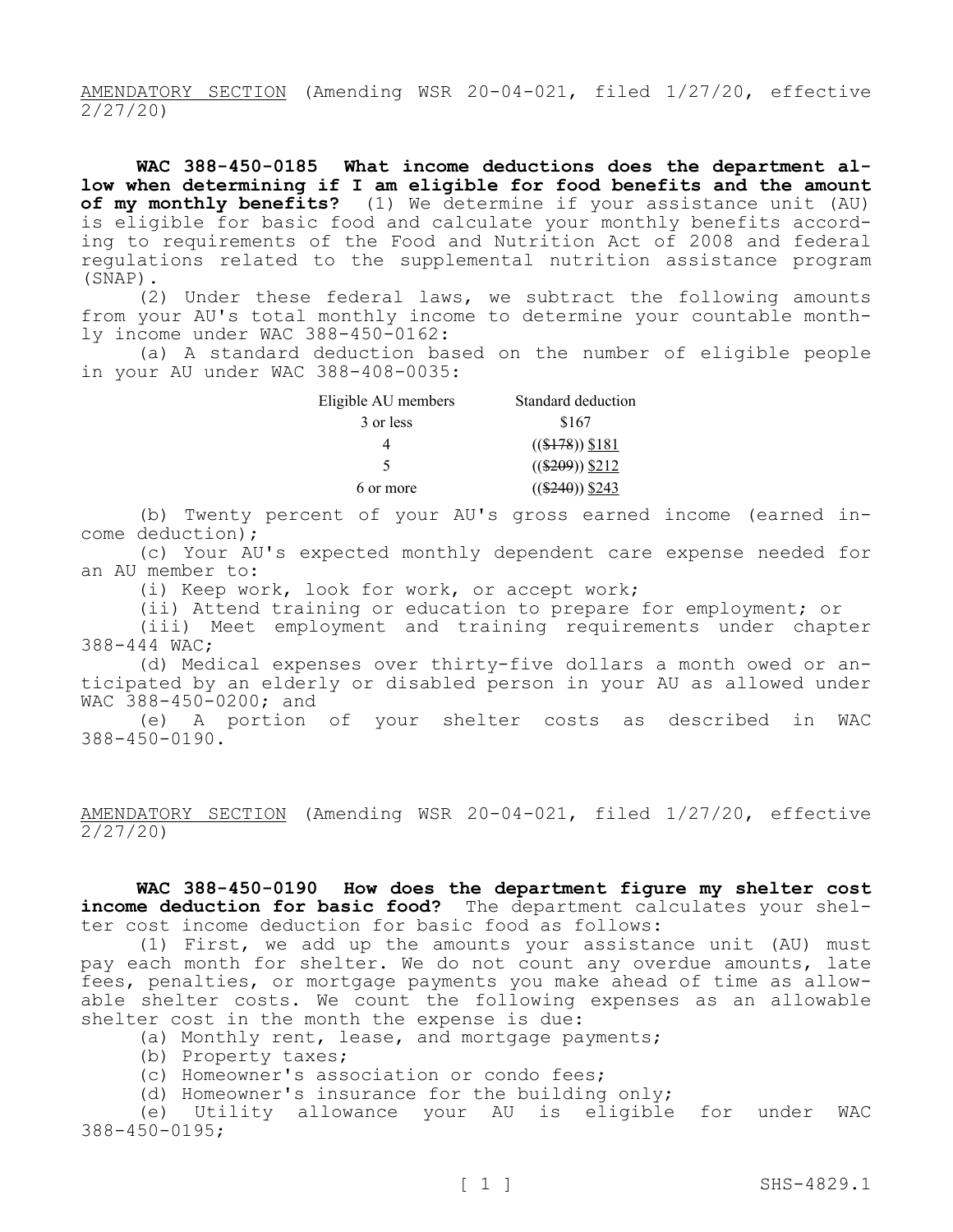AMENDATORY SECTION (Amending WSR 20-04-021, filed 1/27/20, effective 2/27/20)

**WAC 388-450-0185 What income deductions does the department allow when determining if I am eligible for food benefits and the amount of my monthly benefits?** (1) We determine if your assistance unit (AU) is eligible for basic food and calculate your monthly benefits according to requirements of the Food and Nutrition Act of 2008 and federal regulations related to the supplemental nutrition assistance program (SNAP).

(2) Under these federal laws, we subtract the following amounts from your AU's total monthly income to determine your countable monthly income under WAC 388-450-0162:

(a) A standard deduction based on the number of eligible people in your AU under WAC 388-408-0035:

| Eligible AU members | Standard deduction |
|---|---|
| 3 or less | $167 |
| 4 | (($178)) $181 |
| 5 | (($209)) $212 |
| 6 or more | (($240)) $243 |

(b) Twenty percent of your AU's gross earned income (earned income deduction);

(c) Your AU's expected monthly dependent care expense needed for an AU member to:

(i) Keep work, look for work, or accept work;

(ii) Attend training or education to prepare for employment; or

(iii) Meet employment and training requirements under chapter 388-444 WAC;

(d) Medical expenses over thirty-five dollars a month owed or anticipated by an elderly or disabled person in your AU as allowed under WAC 388-450-0200; and

(e) A portion of your shelter costs as described in WAC 388-450-0190.

AMENDATORY SECTION (Amending WSR 20-04-021, filed 1/27/20, effective 2/27/20)

**WAC 388-450-0190 How does the department figure my shelter cost income deduction for basic food?** The department calculates your shelter cost income deduction for basic food as follows:

(1) First, we add up the amounts your assistance unit (AU) must pay each month for shelter. We do not count any overdue amounts, late fees, penalties, or mortgage payments you make ahead of time as allowable shelter costs. We count the following expenses as an allowable shelter cost in the month the expense is due:

(a) Monthly rent, lease, and mortgage payments;

(b) Property taxes;

(c) Homeowner's association or condo fees;

(d) Homeowner's insurance for the building only;

(e) Utility allowance your AU is eligible for under WAC 388-450-0195;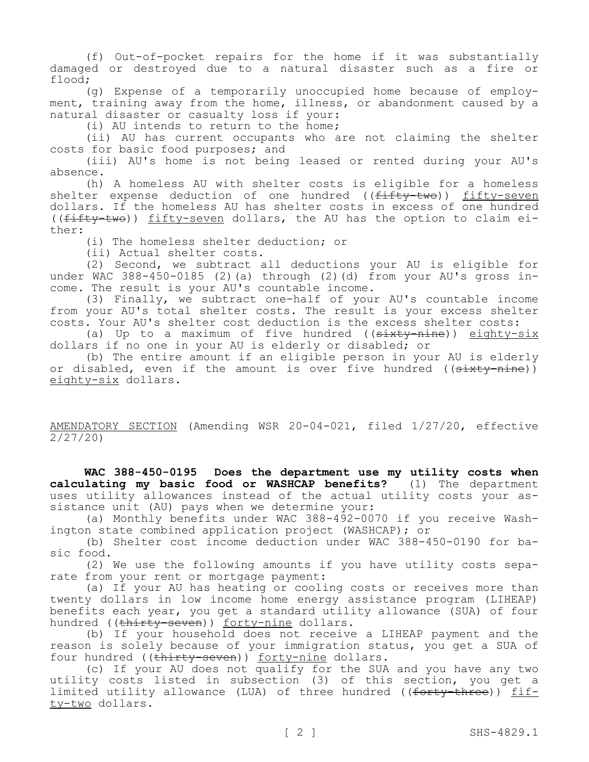(f) Out-of-pocket repairs for the home if it was substantially damaged or destroyed due to a natural disaster such as a fire or flood;

(g) Expense of a temporarily unoccupied home because of employment, training away from the home, illness, or abandonment caused by a natural disaster or casualty loss if your:

(i) AU intends to return to the home;

(ii) AU has current occupants who are not claiming the shelter costs for basic food purposes; and

(iii) AU's home is not being leased or rented during your AU's absence.

(h) A homeless AU with shelter costs is eligible for a homeless shelter expense deduction of one hundred ((~~fifty-two~~)) <u>fifty-seven</u> dollars. If the homeless AU has shelter costs in excess of one hundred ((~~fifty-two~~)) <u>fifty-seven</u> dollars, the AU has the option to claim either:

(i) The homeless shelter deduction; or

(ii) Actual shelter costs.

(2) Second, we subtract all deductions your AU is eligible for under WAC 388-450-0185 (2)(a) through (2)(d) from your AU's gross income. The result is your AU's countable income.

(3) Finally, we subtract one-half of your AU's countable income from your AU's total shelter costs. The result is your excess shelter costs. Your AU's shelter cost deduction is the excess shelter costs:

(a) Up to a maximum of five hundred ((~~sixty-nine~~)) <u>eighty-six</u> dollars if no one in your AU is elderly or disabled; or

(b) The entire amount if an eligible person in your AU is elderly or disabled, even if the amount is over five hundred ((~~sixty-nine~~)) <u>eighty-six</u> dollars.

<u>AMENDATORY SECTION</u> (Amending WSR 20-04-021, filed 1/27/20, effective 2/27/20)

**WAC 388-450-0195 Does the department use my utility costs when calculating my basic food or WASHCAP benefits?** (1) The department uses utility allowances instead of the actual utility costs your assistance unit (AU) pays when we determine your:

(a) Monthly benefits under WAC 388-492-0070 if you receive Washington state combined application project (WASHCAP); or

(b) Shelter cost income deduction under WAC 388-450-0190 for basic food.

(2) We use the following amounts if you have utility costs separate from your rent or mortgage payment:

(a) If your AU has heating or cooling costs or receives more than twenty dollars in low income home energy assistance program (LIHEAP) benefits each year, you get a standard utility allowance (SUA) of four hundred ((~~thirty-seven~~)) <u>forty-nine</u> dollars.

(b) If your household does not receive a LIHEAP payment and the reason is solely because of your immigration status, you get a SUA of four hundred ((~~thirty-seven~~)) <u>forty-nine</u> dollars.

(c) If your AU does not qualify for the SUA and you have any two utility costs listed in subsection (3) of this section, you get a limited utility allowance (LUA) of three hundred ((~~forty-three~~)) <u>fifty-two</u> dollars.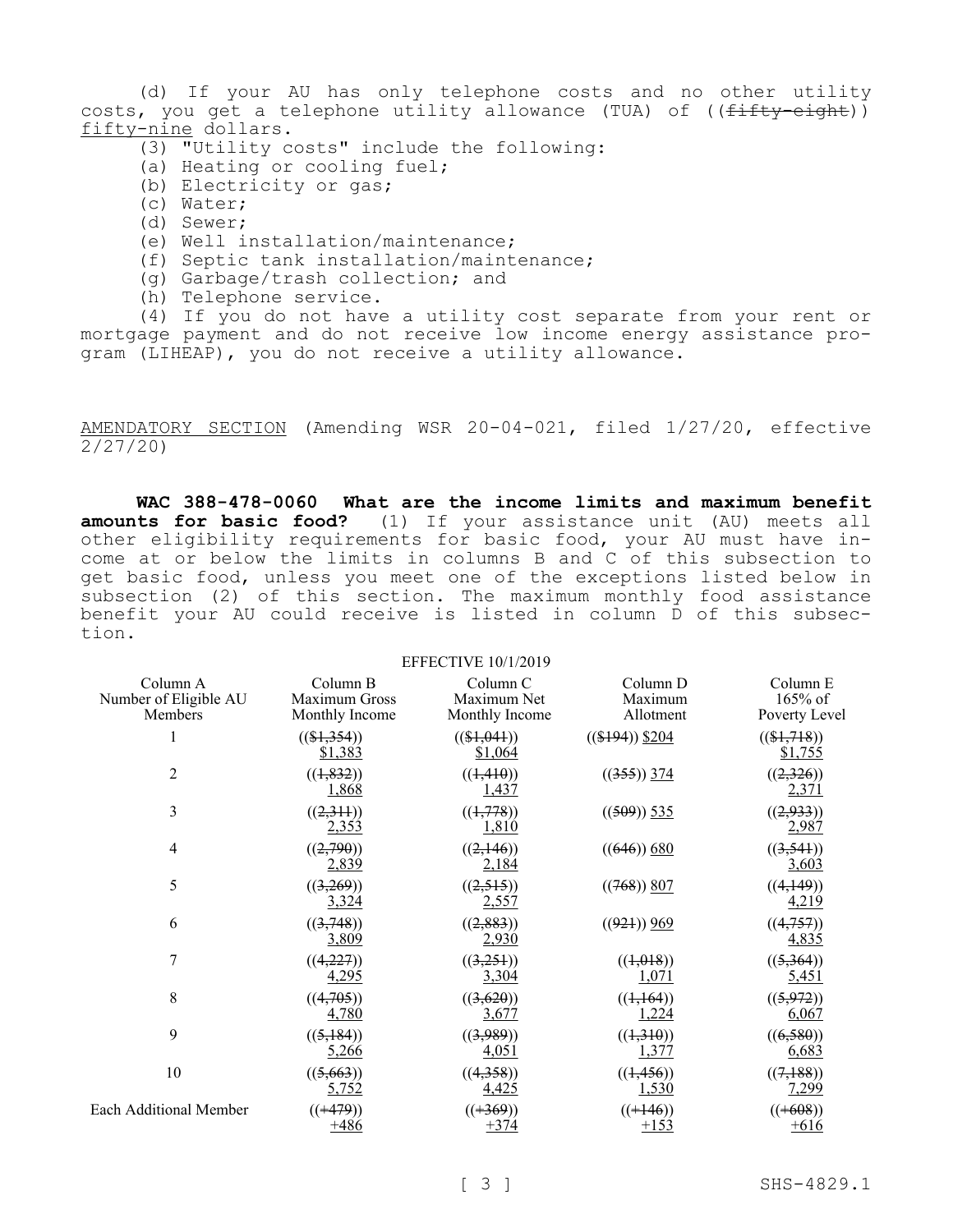(d) If your AU has only telephone costs and no other utility costs, you get a telephone utility allowance (TUA) of ((~~fifty-eight~~)) <u>fifty-nine</u> dollars.

(3) "Utility costs" include the following:

(a) Heating or cooling fuel;

(b) Electricity or gas;

(c) Water;

(d) Sewer;

(e) Well installation/maintenance;

(f) Septic tank installation/maintenance;

(g) Garbage/trash collection; and

(h) Telephone service.

(4) If you do not have a utility cost separate from your rent or mortgage payment and do not receive low income energy assistance program (LIHEAP), you do not receive a utility allowance.

<u>AMENDATORY SECTION</u> (Amending WSR 20-04-021, filed 1/27/20, effective 2/27/20)

**WAC 388-478-0060 What are the income limits and maximum benefit amounts for basic food?** (1) If your assistance unit (AU) meets all other eligibility requirements for basic food, your AU must have income at or below the limits in columns B and C of this subsection to get basic food, unless you meet one of the exceptions listed below in subsection (2) of this section. The maximum monthly food assistance benefit your AU could receive is listed in column D of this subsection.

EFFECTIVE 10/1/2019

| Column A Number of Eligible AU Members | Column B Maximum Gross Monthly Income | Column C Maximum Net Monthly Income | Column D Maximum Allotment | Column E 165% of Poverty Level |
|---|---|---|---|---|
| 1 | ((~~$1,354~~)) <u>$1,383</u> | ((~~$1,041~~)) <u>$1,064</u> | ((~~$194~~)) <u>$204</u> | ((~~$1,718~~)) <u>$1,755</u> |
| 2 | ((~~1,832~~)) <u>1,868</u> | ((~~1,410~~)) <u>1,437</u> | ((~~355~~)) <u>374</u> | ((~~2,326~~)) <u>2,371</u> |
| 3 | ((~~2,311~~)) <u>2,353</u> | ((~~1,778~~)) <u>1,810</u> | ((~~509~~)) <u>535</u> | ((~~2,933~~)) <u>2,987</u> |
| 4 | ((~~2,790~~)) <u>2,839</u> | ((~~2,146~~)) <u>2,184</u> | ((~~646~~)) <u>680</u> | ((~~3,541~~)) <u>3,603</u> |
| 5 | ((~~3,269~~)) <u>3,324</u> | ((~~2,515~~)) <u>2,557</u> | ((~~768~~)) <u>807</u> | ((~~4,149~~)) <u>4,219</u> |
| 6 | ((~~3,748~~)) <u>3,809</u> | ((~~2,883~~)) <u>2,930</u> | ((~~921~~)) <u>969</u> | ((~~4,757~~)) <u>4,835</u> |
| 7 | ((~~4,227~~)) <u>4,295</u> | ((~~3,251~~)) <u>3,304</u> | ((~~1,018~~)) <u>1,071</u> | ((~~5,364~~)) <u>5,451</u> |
| 8 | ((~~4,705~~)) <u>4,780</u> | ((~~3,620~~)) <u>3,677</u> | ((~~1,164~~)) <u>1,224</u> | ((~~5,972~~)) <u>6,067</u> |
| 9 | ((~~5,184~~)) <u>5,266</u> | ((~~3,989~~)) <u>4,051</u> | ((~~1,310~~)) <u>1,377</u> | ((~~6,580~~)) <u>6,683</u> |
| 10 | ((~~5,663~~)) <u>5,752</u> | ((~~4,358~~)) <u>4,425</u> | ((~~1,456~~)) <u>1,530</u> | ((~~7,188~~)) <u>7,299</u> |
| Each Additional Member | ((~~+479~~)) <u>+486</u> | ((~~+369~~)) <u>+374</u> | ((~~+146~~)) <u>+153</u> | ((~~+608~~)) <u>+616</u> |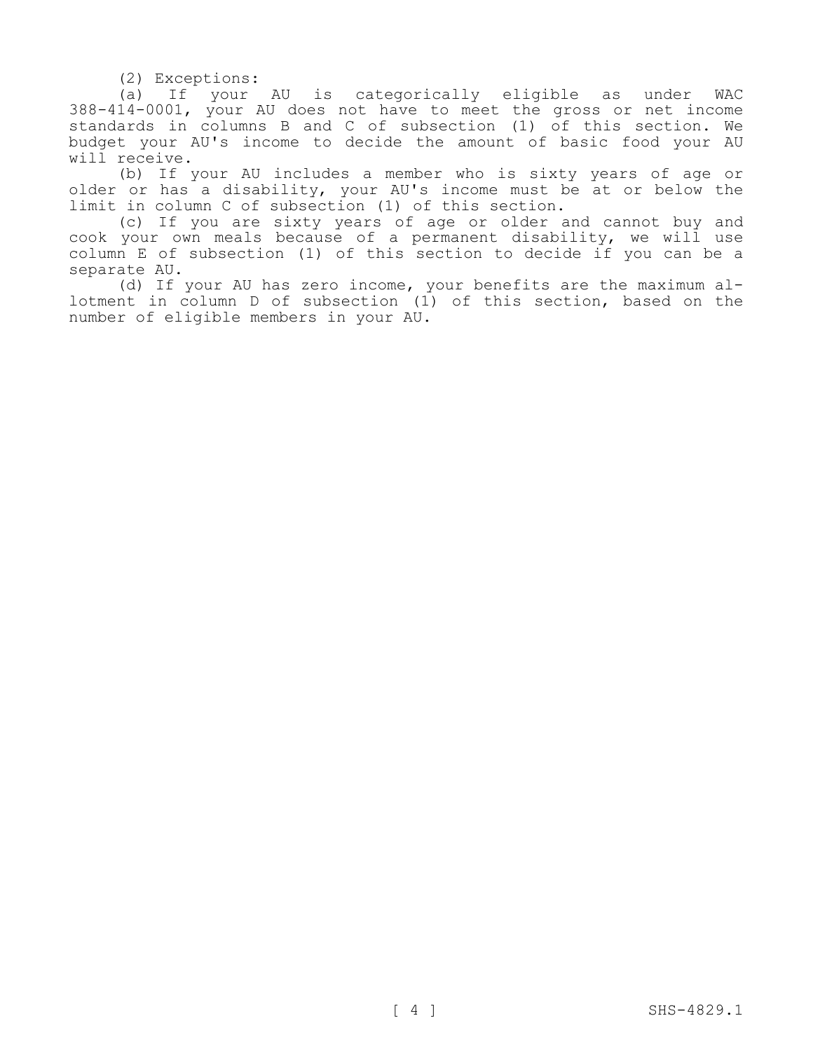(2) Exceptions:

(a) If your AU is categorically eligible as under WAC 388-414-0001, your AU does not have to meet the gross or net income standards in columns B and C of subsection (1) of this section. We budget your AU's income to decide the amount of basic food your AU will receive.

(b) If your AU includes a member who is sixty years of age or older or has a disability, your AU's income must be at or below the limit in column C of subsection (1) of this section.

(c) If you are sixty years of age or older and cannot buy and cook your own meals because of a permanent disability, we will use column E of subsection (1) of this section to decide if you can be a separate AU.

(d) If your AU has zero income, your benefits are the maximum allotment in column D of subsection (1) of this section, based on the number of eligible members in your AU.